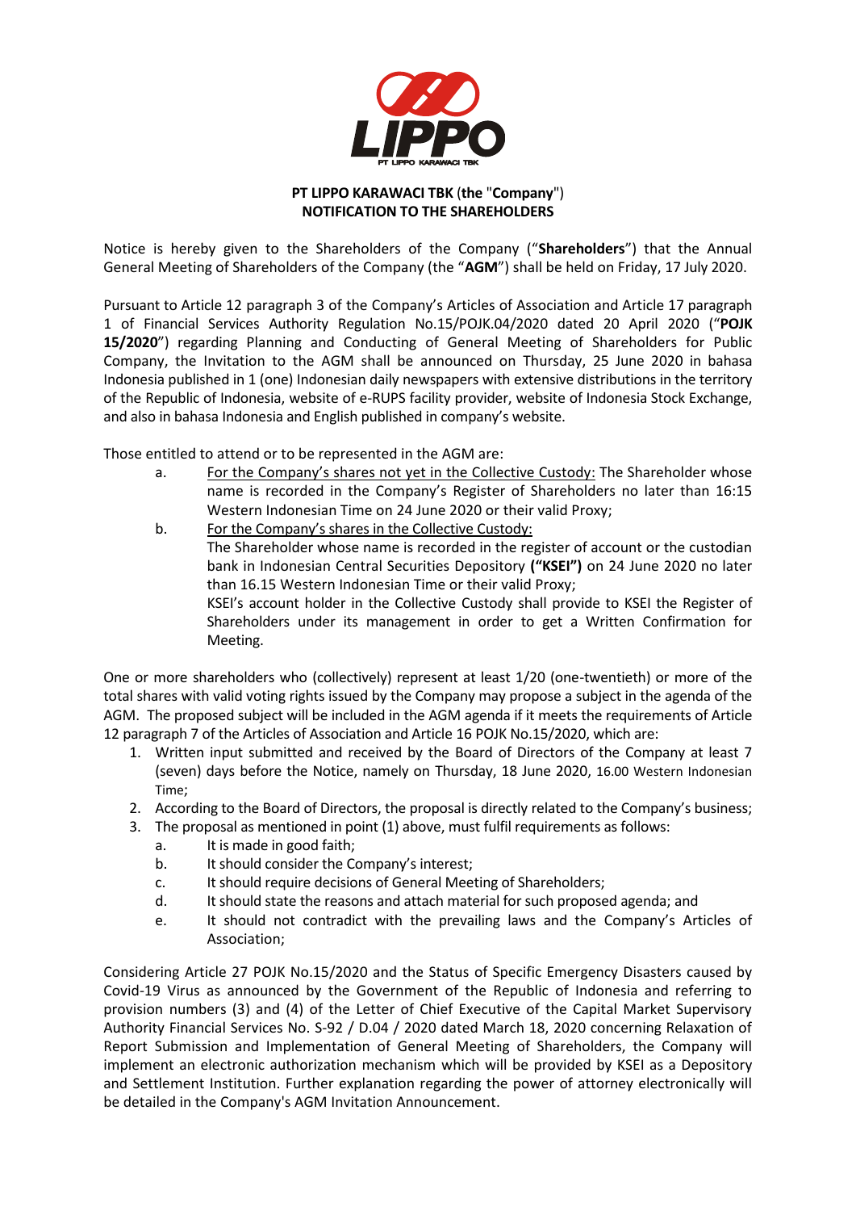**PT LIPPO KARAWACI TBK (the "Company")**
**NOTIFICATION TO THE SHAREHOLDERS**

Notice is hereby given to the Shareholders of the Company ("**Shareholders**") that the Annual General Meeting of Shareholders of the Company (the "**AGM**") shall be held on Friday, 17 July 2020.

Pursuant to Article 12 paragraph 3 of the Company's Articles of Association and Article 17 paragraph 1 of Financial Services Authority Regulation No.15/POJK.04/2020 dated 20 April 2020 ("**POJK 15/2020**") regarding Planning and Conducting of General Meeting of Shareholders for Public Company, the Invitation to the AGM shall be announced on Thursday, 25 June 2020 in bahasa Indonesia published in 1 (one) Indonesian daily newspapers with extensive distributions in the territory of the Republic of Indonesia, website of e-RUPS facility provider, website of Indonesia Stock Exchange, and also in bahasa Indonesia and English published in company's website.

Those entitled to attend or to be represented in the AGM are:

a. For the Company's shares not yet in the Collective Custody: The Shareholder whose name is recorded in the Company's Register of Shareholders no later than 16:15 Western Indonesian Time on 24 June 2020 or their valid Proxy;

b. For the Company's shares in the Collective Custody:
The Shareholder whose name is recorded in the register of account or the custodian bank in Indonesian Central Securities Depository **("KSEI")** on 24 June 2020 no later than 16.15 Western Indonesian Time or their valid Proxy;
KSEI's account holder in the Collective Custody shall provide to KSEI the Register of Shareholders under its management in order to get a Written Confirmation for Meeting.

One or more shareholders who (collectively) represent at least 1/20 (one-twentieth) or more of the total shares with valid voting rights issued by the Company may propose a subject in the agenda of the AGM. The proposed subject will be included in the AGM agenda if it meets the requirements of Article 12 paragraph 7 of the Articles of Association and Article 16 POJK No.15/2020, which are:

1. Written input submitted and received by the Board of Directors of the Company at least 7 (seven) days before the Notice, namely on Thursday, 18 June 2020, 16.00 Western Indonesian Time;
2. According to the Board of Directors, the proposal is directly related to the Company's business;
3. The proposal as mentioned in point (1) above, must fulfil requirements as follows:
   a. It is made in good faith;
   b. It should consider the Company's interest;
   c. It should require decisions of General Meeting of Shareholders;
   d. It should state the reasons and attach material for such proposed agenda; and
   e. It should not contradict with the prevailing laws and the Company's Articles of Association;

Considering Article 27 POJK No.15/2020 and the Status of Specific Emergency Disasters caused by Covid-19 Virus as announced by the Government of the Republic of Indonesia and referring to provision numbers (3) and (4) of the Letter of Chief Executive of the Capital Market Supervisory Authority Financial Services No. S-92 / D.04 / 2020 dated March 18, 2020 concerning Relaxation of Report Submission and Implementation of General Meeting of Shareholders, the Company will implement an electronic authorization mechanism which will be provided by KSEI as a Depository and Settlement Institution. Further explanation regarding the power of attorney electronically will be detailed in the Company's AGM Invitation Announcement.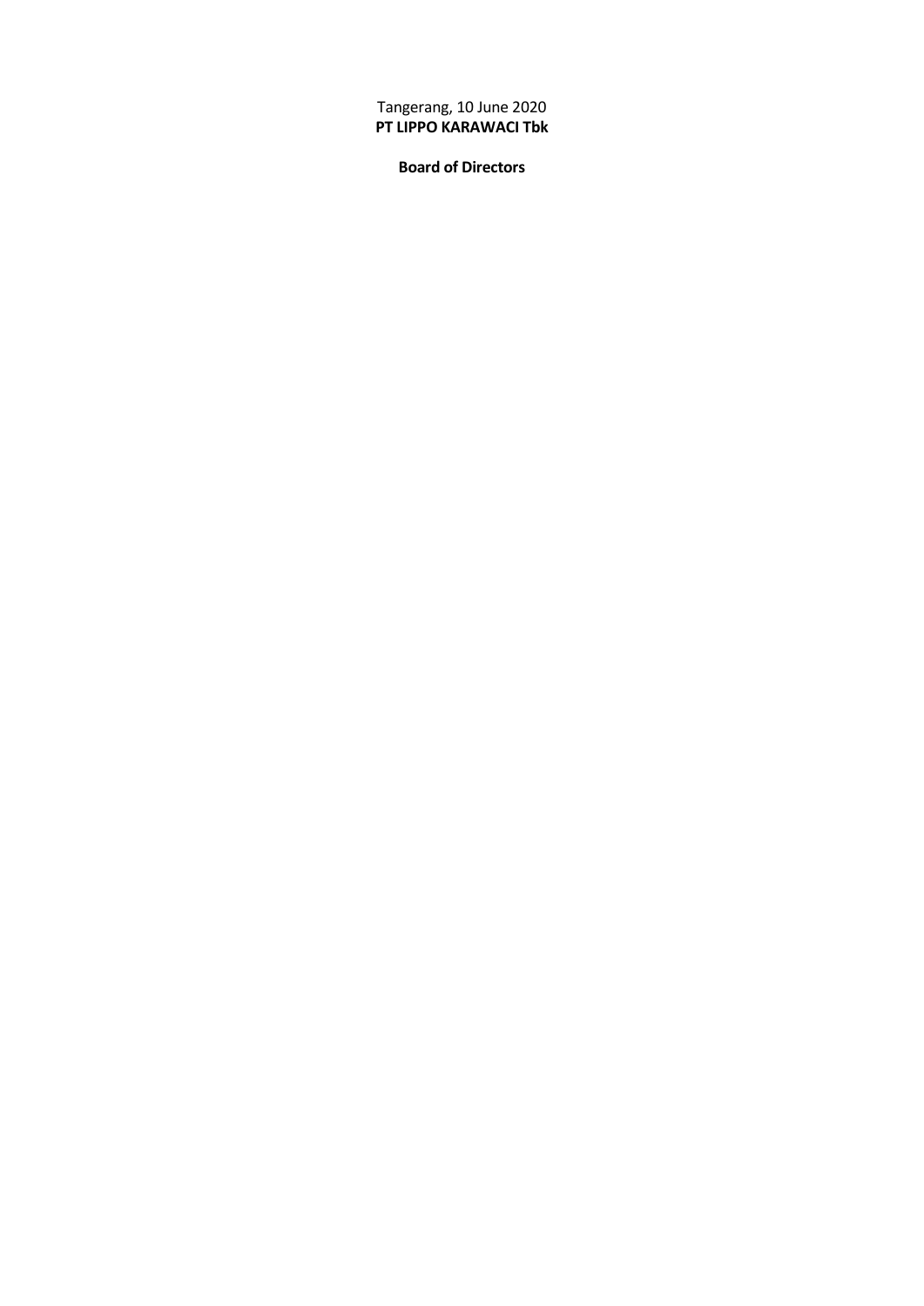Tangerang, 10 June 2020
**PT LIPPO KARAWACI Tbk**

**Board of Directors**